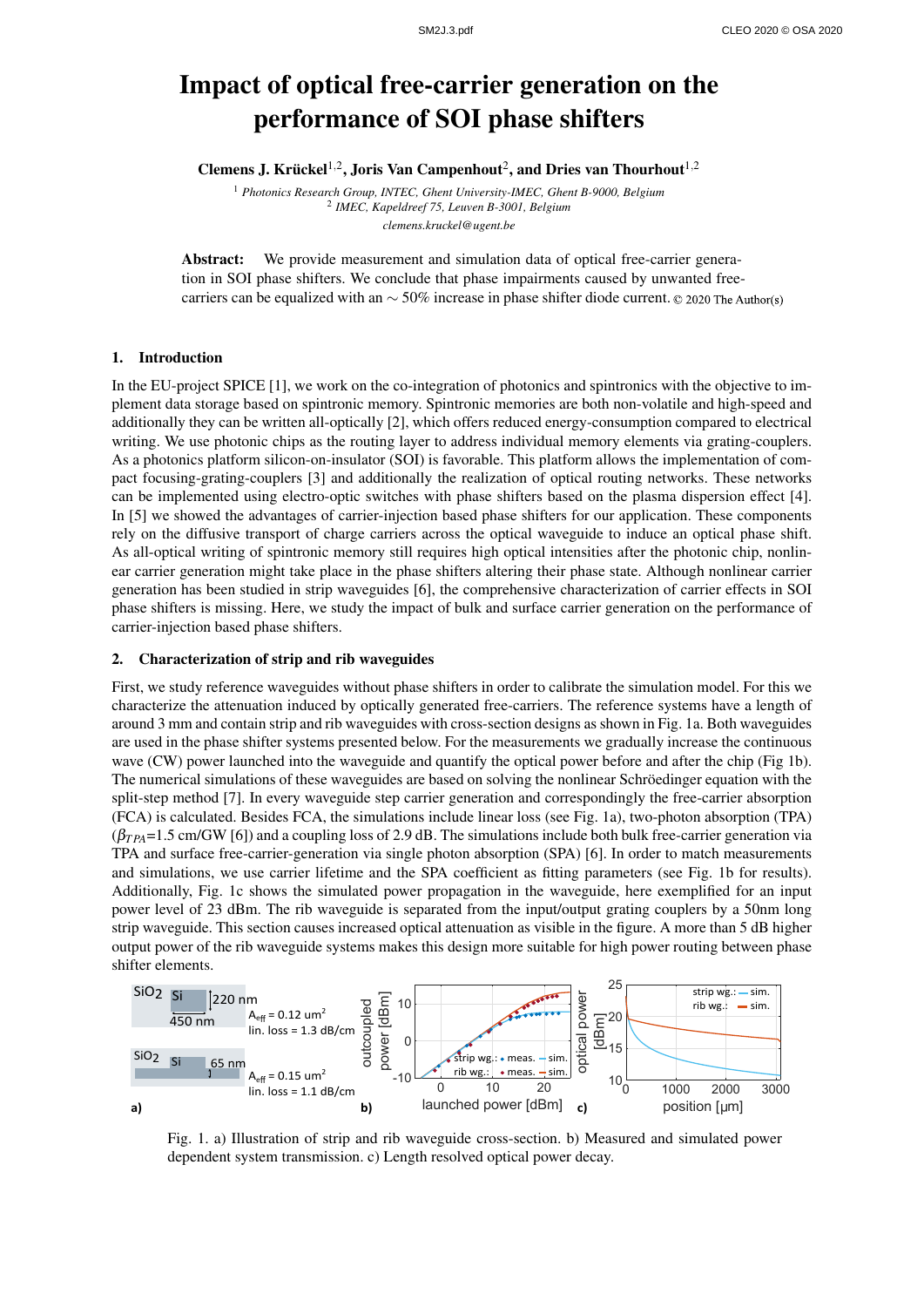# Impact of optical free-carrier generation on the performance of SOI phase shifters

**Clemens J. Krückel**[1,2]**, Joris Van Campenhout**[2]**, and Dries van Thourhout**[1,2]

[1] *Photonics Research Group, INTEC, Ghent University-IMEC, Ghent B-9000, Belgium*
[2] *IMEC, Kapeldreef 75, Leuven B-3001, Belgium*
*clemens.kruckel@ugent.be*

**Abstract:** We provide measurement and simulation data of optical free-carrier generation in SOI phase shifters. We conclude that phase impairments caused by unwanted free-carriers can be equalized with an $\sim 50\%$ increase in phase shifter diode current. © 2020 The Author(s)

## 1. Introduction

In the EU-project SPICE [1], we work on the co-integration of photonics and spintronics with the objective to implement data storage based on spintronic memory. Spintronic memories are both non-volatile and high-speed and additionally they can be written all-optically [2], which offers reduced energy-consumption compared to electrical writing. We use photonic chips as the routing layer to address individual memory elements via grating-couplers. As a photonics platform silicon-on-insulator (SOI) is favorable. This platform allows the implementation of compact focusing-grating-couplers [3] and additionally the realization of optical routing networks. These networks can be implemented using electro-optic switches with phase shifters based on the plasma dispersion effect [4]. In [5] we showed the advantages of carrier-injection based phase shifters for our application. These components rely on the diffusive transport of charge carriers across the optical waveguide to induce an optical phase shift. As all-optical writing of spintronic memory still requires high optical intensities after the photonic chip, nonlinear carrier generation might take place in the phase shifters altering their phase state. Although nonlinear carrier generation has been studied in strip waveguides [6], the comprehensive characterization of carrier effects in SOI phase shifters is missing. Here, we study the impact of bulk and surface carrier generation on the performance of carrier-injection based phase shifters.

## 2. Characterization of strip and rib waveguides

First, we study reference waveguides without phase shifters in order to calibrate the simulation model. For this we characterize the attenuation induced by optically generated free-carriers. The reference systems have a length of around 3 mm and contain strip and rib waveguides with cross-section designs as shown in Fig. 1a. Both waveguides are used in the phase shifter systems presented below. For the measurements we gradually increase the continuous wave (CW) power launched into the waveguide and quantify the optical power before and after the chip (Fig 1b). The numerical simulations of these waveguides are based on solving the nonlinear Schröedinger equation with the split-step method [7]. In every waveguide step carrier generation and correspondingly the free-carrier absorption (FCA) is calculated. Besides FCA, the simulations include linear loss (see Fig. 1a), two-photon absorption (TPA) ($\beta_{TPA}$=1.5 cm/GW [6]) and a coupling loss of 2.9 dB. The simulations include both bulk free-carrier generation via TPA and surface free-carrier-generation via single photon absorption (SPA) [6]. In order to match measurements and simulations, we use carrier lifetime and the SPA coefficient as fitting parameters (see Fig. 1b for results). Additionally, Fig. 1c shows the simulated power propagation in the waveguide, here exemplified for an input power level of 23 dBm. The rib waveguide is separated from the input/output grating couplers by a 50nm long strip waveguide. This section causes increased optical attenuation as visible in the figure. A more than 5 dB higher output power of the rib waveguide systems makes this design more suitable for high power routing between phase shifter elements.

a)
SiO2
Si
220 nm
450 nm
$A_{eff}$ = 0.12 um$^2$
lin. loss = 1.3 dB/cm
SiO2
Si
65 nm
$A_{eff}$ = 0.15 um$^2$
lin. loss = 1.1 dB/cm

b)
outcoupled power [dBm]
10
0
-10
strip wg.: meas. sim.
rib wg.: meas. sim.
0
10
20
launched power [dBm]

c)
optical power [dBm]
25
20
15
10
strip wg.: sim.
rib wg.: sim.
0
1000
2000
3000
position [µm]

Fig. 1. a) Illustration of strip and rib waveguide cross-section. b) Measured and simulated power dependent system transmission. c) Length resolved optical power decay.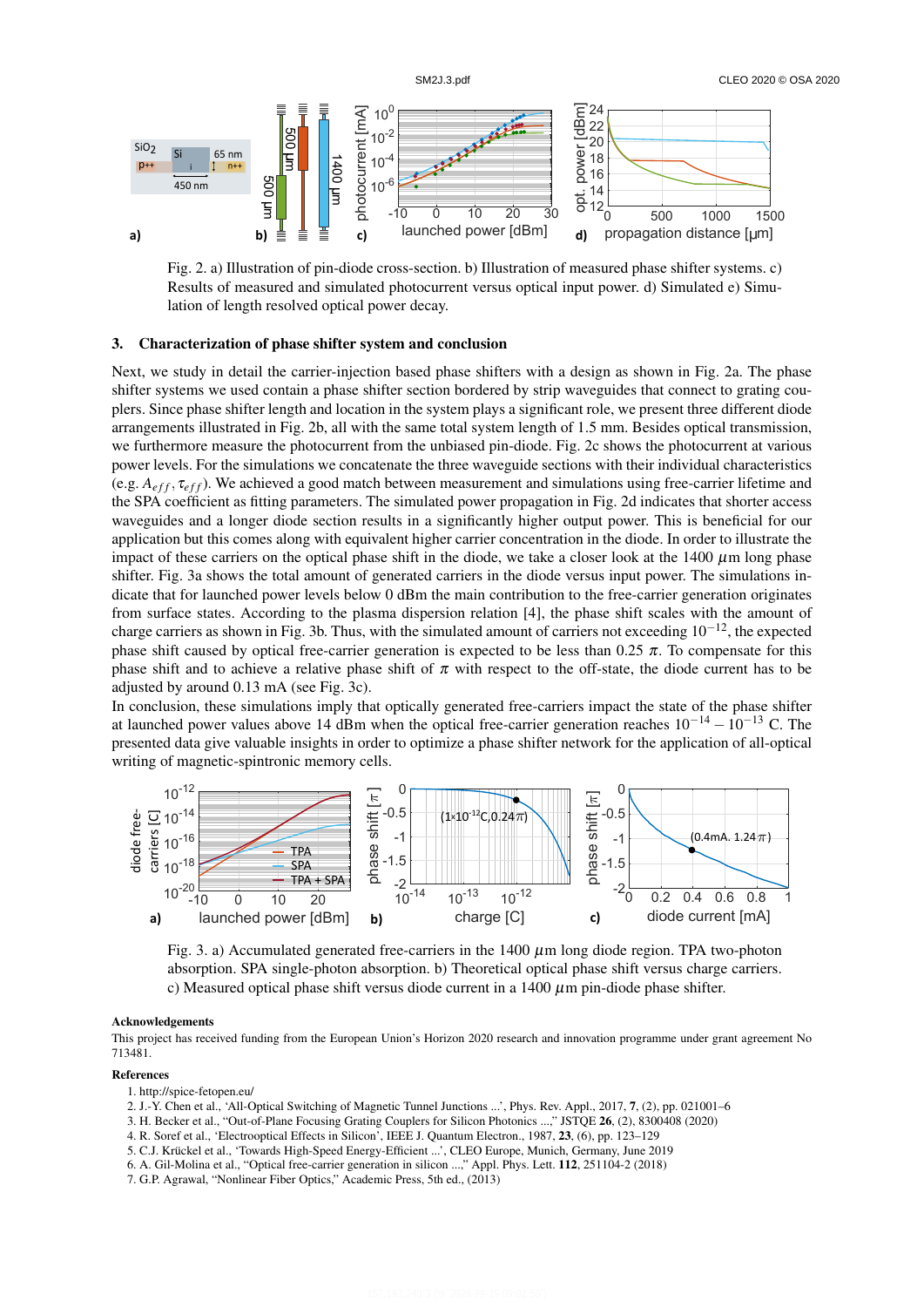a) SiO2 Si p++ i n++ 65 nm 450 nm

b) 500 µm 500 µm 1400 µm

c) photocurrent [mA] $10^{0}$ $10^{-2}$ $10^{-4}$ $10^{-6}$ -10 0 10 20 30 launched power [dBm]

d) opt. power [dBm] 24 22 20 18 16 14 12 0 500 1000 1500 propagation distance [µm]

Fig. 2. a) Illustration of pin-diode cross-section. b) Illustration of measured phase shifter systems. c) Results of measured and simulated photocurrent versus optical input power. d) Simulated e) Simulation of length resolved optical power decay.

## 3. Characterization of phase shifter system and conclusion

Next, we study in detail the carrier-injection based phase shifters with a design as shown in Fig. 2a. The phase shifter systems we used contain a phase shifter section bordered by strip waveguides that connect to grating couplers. Since phase shifter length and location in the system plays a significant role, we present three different diode arrangements illustrated in Fig. 2b, all with the same total system length of 1.5 mm. Besides optical transmission, we furthermore measure the photocurrent from the unbiased pin-diode. Fig. 2c shows the photocurrent at various power levels. For the simulations we concatenate the three waveguide sections with their individual characteristics (e.g. $A_{eff}, \tau_{eff}$). We achieved a good match between measurement and simulations using free-carrier lifetime and the SPA coefficient as fitting parameters. The simulated power propagation in Fig. 2d indicates that shorter access waveguides and a longer diode section results in a significantly higher output power. This is beneficial for our application but this comes along with equivalent higher carrier concentration in the diode. In order to illustrate the impact of these carriers on the optical phase shift in the diode, we take a closer look at the 1400 $\mu$m long phase shifter. Fig. 3a shows the total amount of generated carriers in the diode versus input power. The simulations indicate that for launched power levels below 0 dBm the main contribution to the free-carrier generation originates from surface states. According to the plasma dispersion relation [4], the phase shift scales with the amount of charge carriers as shown in Fig. 3b. Thus, with the simulated amount of carriers not exceeding $10^{-12}$, the expected phase shift caused by optical free-carrier generation is expected to be less than 0.25 $\pi$. To compensate for this phase shift and to achieve a relative phase shift of $\pi$ with respect to the off-state, the diode current has to be adjusted by around 0.13 mA (see Fig. 3c).

In conclusion, these simulations imply that optically generated free-carriers impact the state of the phase shifter at launched power values above 14 dBm when the optical free-carrier generation reaches $10^{-14} - 10^{-13}$ C. The presented data give valuable insights in order to optimize a phase shifter network for the application of all-optical writing of magnetic-spintronic memory cells.

a) diode free-carriers [C] $10^{-12}$ $10^{-14}$ $10^{-16}$ $10^{-18}$ $10^{-20}$ TPA SPA TPA + SPA -10 0 10 20 launched power [dBm]

b) phase shift [$\pi$] 0 -0.5 -1 -1.5 -2 $(1{\times}10^{-12}$C,0.24$\pi$) $10^{-14}$ $10^{-13}$ $10^{-12}$ charge [C]

c) phase shift [$\pi$] 0 -0.5 -1 -1.5 -2 (0.4mA, 1.24$\pi$) 0 0.2 0.4 0.6 0.8 1 diode current [mA]

Fig. 3. a) Accumulated generated free-carriers in the 1400 $\mu$m long diode region. TPA two-photon absorption. SPA single-photon absorption. b) Theoretical optical phase shift versus charge carriers. c) Measured optical phase shift versus diode current in a 1400 $\mu$m pin-diode phase shifter.

**Acknowledgements**

This project has received funding from the European Union's Horizon 2020 research and innovation programme under grant agreement No 713481.

**References**

1. http://spice-fetopen.eu/
2. J.-Y. Chen et al., 'All-Optical Switching of Magnetic Tunnel Junctions ...', Phys. Rev. Appl., 2017, **7**, (2), pp. 021001–6
3. H. Becker et al., "Out-of-Plane Focusing Grating Couplers for Silicon Photonics ...," JSTQE **26**, (2), 8300408 (2020)
4. R. Soref et al., 'Electrooptical Effects in Silicon', IEEE J. Quantum Electron., 1987, **23**, (6), pp. 123–129
5. C.J. Krückel et al., 'Towards High-Speed Energy-Efficient ...', CLEO Europe, Munich, Germany, June 2019
6. A. Gil-Molina et al., "Optical free-carrier generation in silicon ...," Appl. Phys. Lett. **112**, 251104-2 (2018)
7. G.P. Agrawal, "Nonlinear Fiber Optics," Academic Press, 5th ed., (2013)